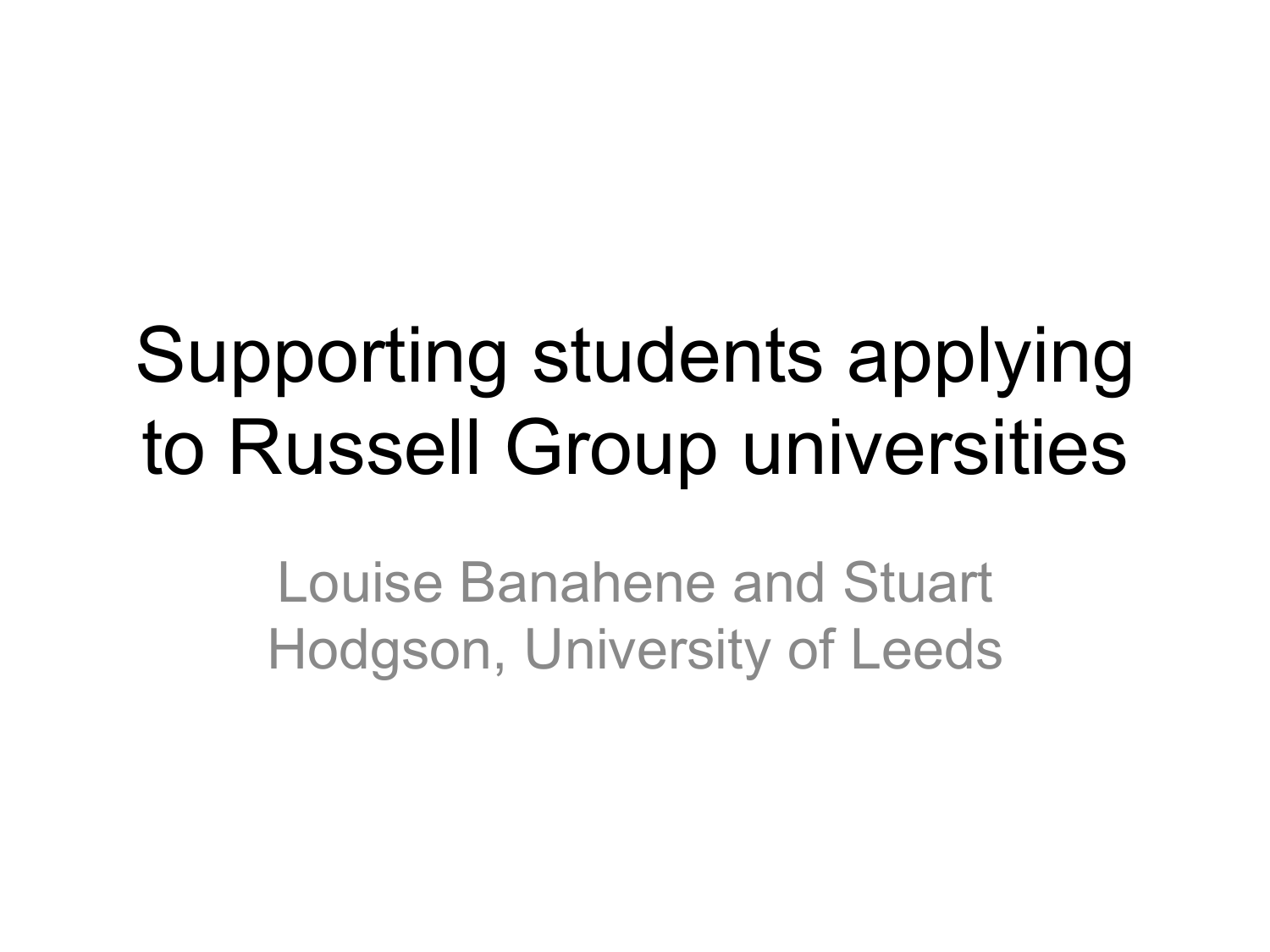# Supporting students applying to Russell Group universities

Louise Banahene and Stuart Hodgson, University of Leeds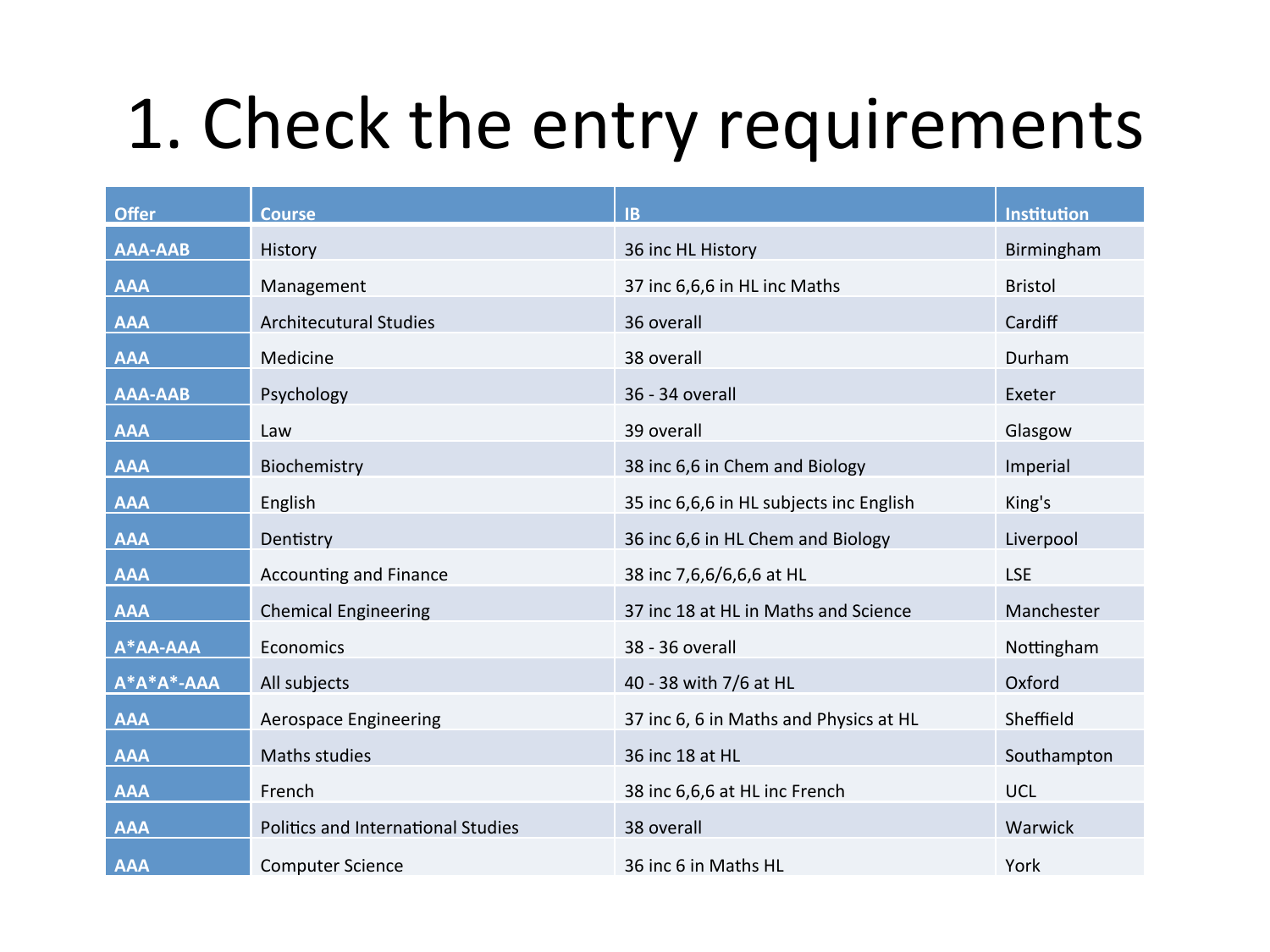# 1. Check the entry requirements

| Offer | Course | IB | Institution |
|---|---|---|---|
| AAA-AAB | History | 36 inc HL History | Birmingham |
| AAA | Management | 37 inc 6,6,6 in HL inc Maths | Bristol |
| AAA | Architecutural Studies | 36 overall | Cardiff |
| AAA | Medicine | 38 overall | Durham |
| AAA-AAB | Psychology | 36 - 34 overall | Exeter |
| AAA | Law | 39 overall | Glasgow |
| AAA | Biochemistry | 38 inc 6,6 in Chem and Biology | Imperial |
| AAA | English | 35 inc 6,6,6 in HL subjects inc English | King's |
| AAA | Dentistry | 36 inc 6,6 in HL Chem and Biology | Liverpool |
| AAA | Accounting and Finance | 38 inc 7,6,6/6,6,6 at HL | LSE |
| AAA | Chemical Engineering | 37 inc 18 at HL in Maths and Science | Manchester |
| A*AA-AAA | Economics | 38 - 36 overall | Nottingham |
| A*A*A*-AAA | All subjects | 40 - 38 with 7/6 at HL | Oxford |
| AAA | Aerospace Engineering | 37 inc 6, 6 in Maths and Physics at HL | Sheffield |
| AAA | Maths studies | 36 inc 18 at HL | Southampton |
| AAA | French | 38 inc 6,6,6 at HL inc French | UCL |
| AAA | Politics and International Studies | 38 overall | Warwick |
| AAA | Computer Science | 36 inc 6 in Maths HL | York |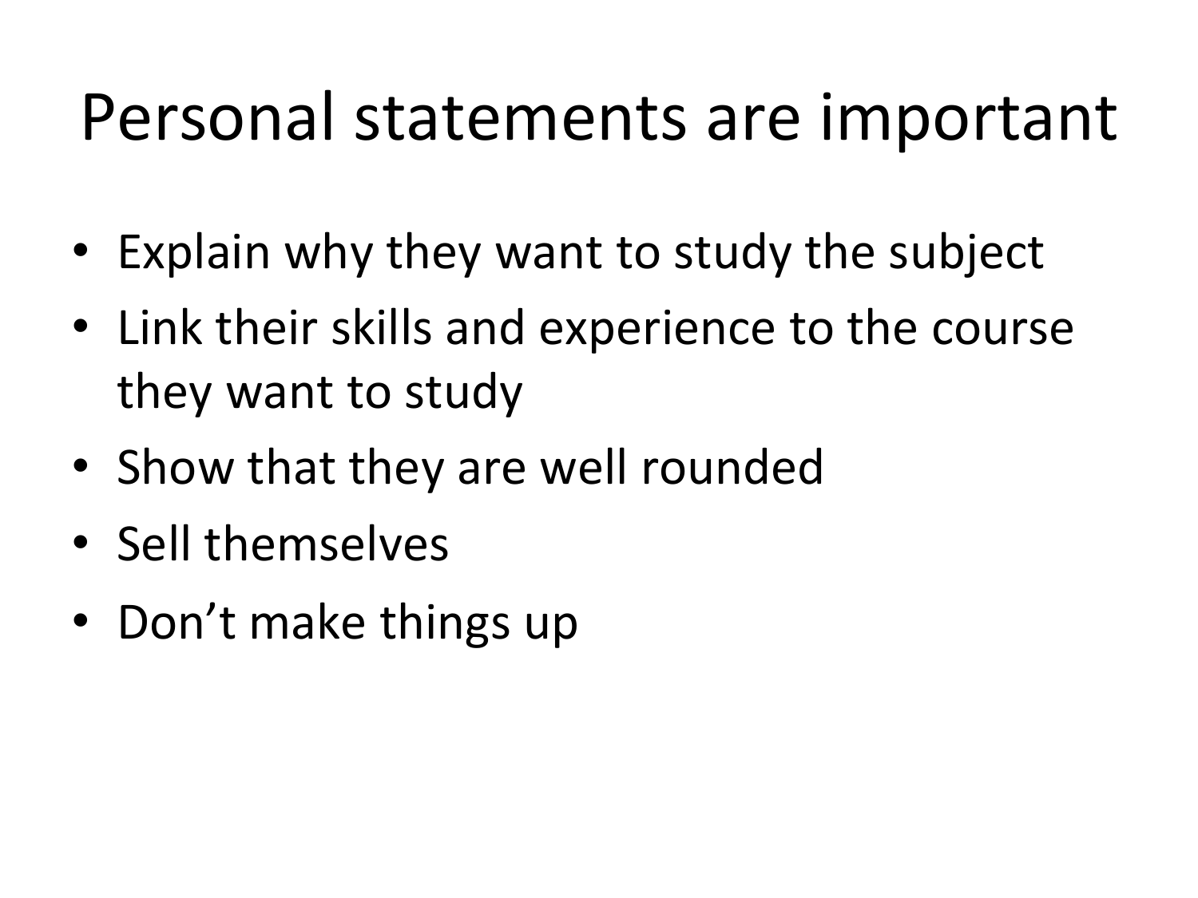# Personal statements are important

- Explain why they want to study the subject
- Link their skills and experience to the course they want to study
- Show that they are well rounded
- Sell themselves
- Don't make things up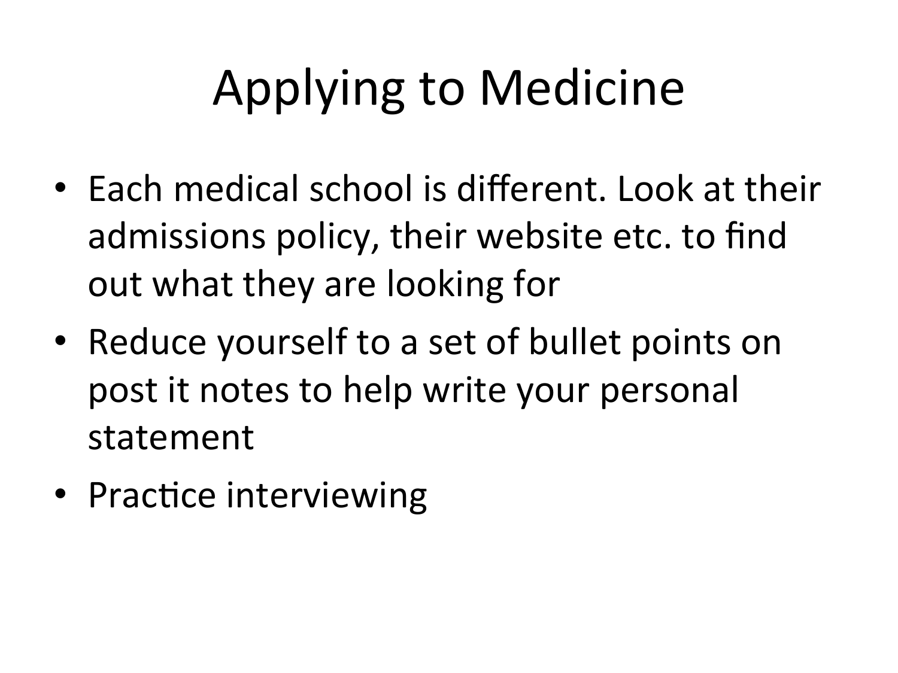# Applying to Medicine

- Each medical school is different. Look at their admissions policy, their website etc. to find out what they are looking for
- Reduce yourself to a set of bullet points on post it notes to help write your personal statement
- Practice interviewing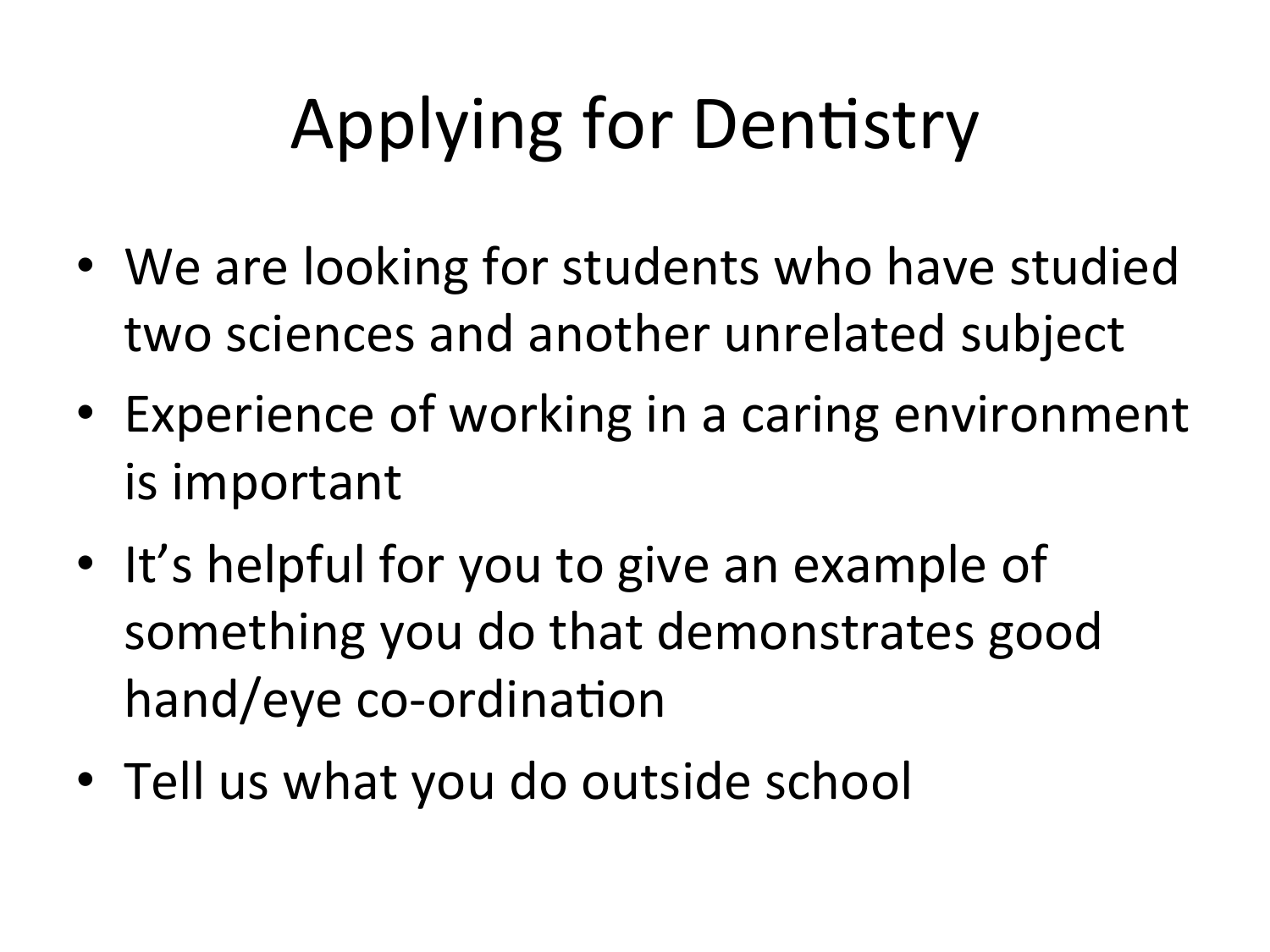# Applying for Dentistry

- We are looking for students who have studied two sciences and another unrelated subject
- Experience of working in a caring environment is important
- It's helpful for you to give an example of something you do that demonstrates good hand/eye co-ordination
- Tell us what you do outside school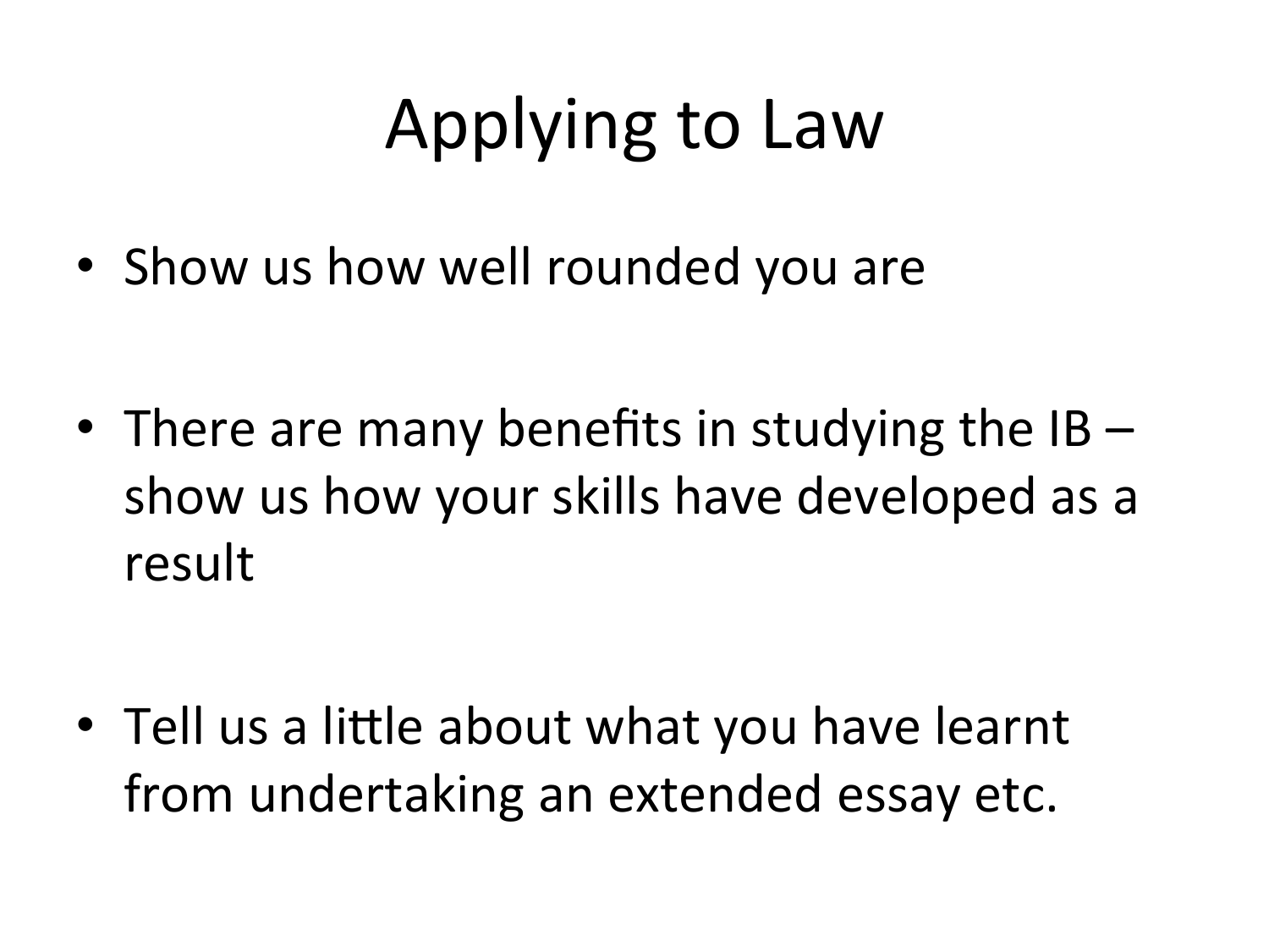# Applying to Law

- Show us how well rounded you are
- There are many benefits in studying the IB – show us how your skills have developed as a result
- Tell us a little about what you have learnt from undertaking an extended essay etc.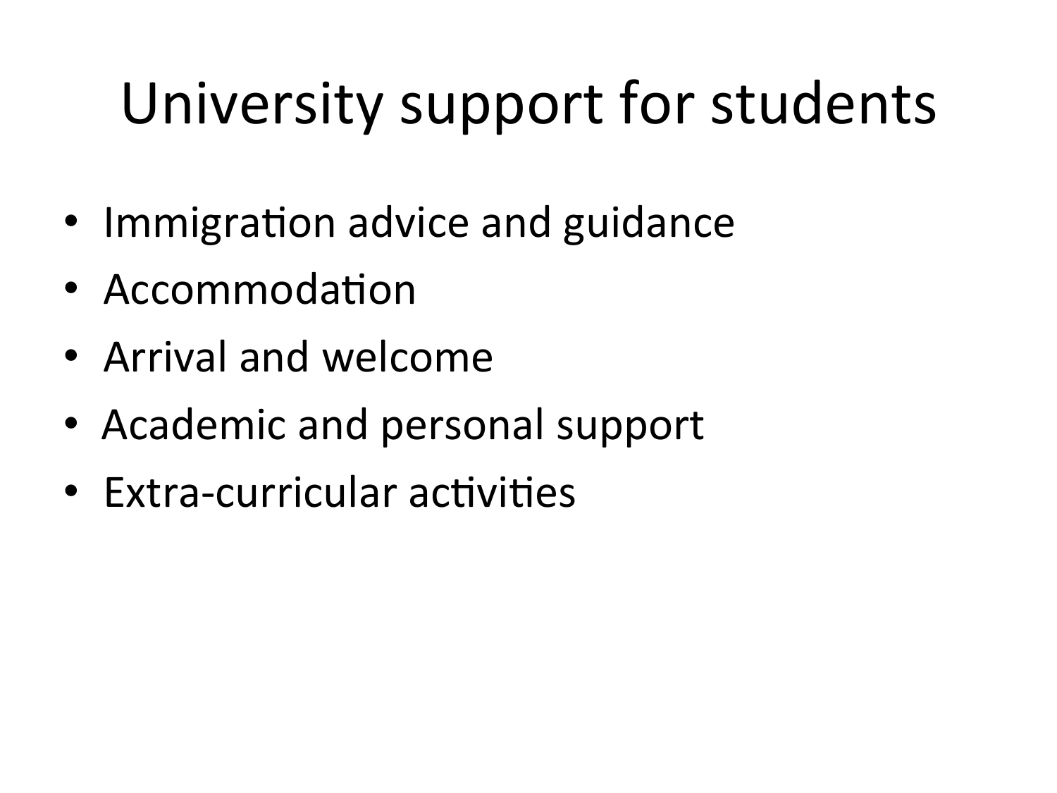# University support for students

- Immigration advice and guidance
- Accommodation
- Arrival and welcome
- Academic and personal support
- Extra-curricular activities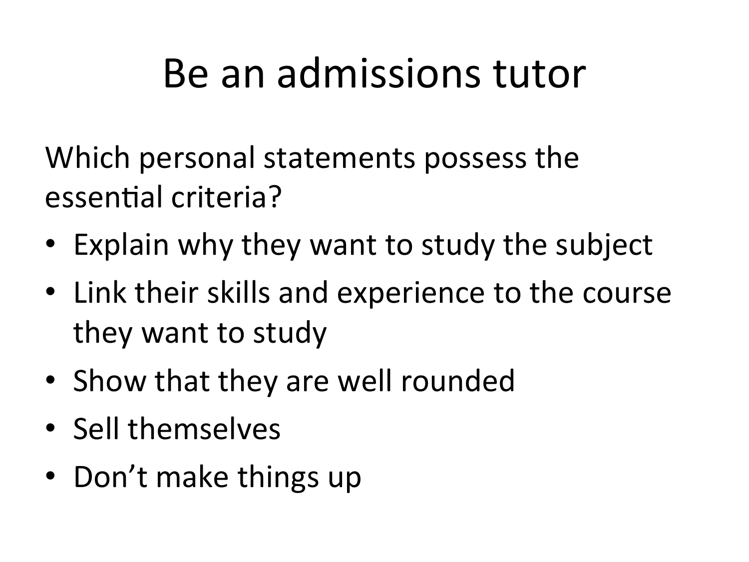# Be an admissions tutor

Which personal statements possess the essential criteria?

- Explain why they want to study the subject
- Link their skills and experience to the course they want to study
- Show that they are well rounded
- Sell themselves
- Don't make things up